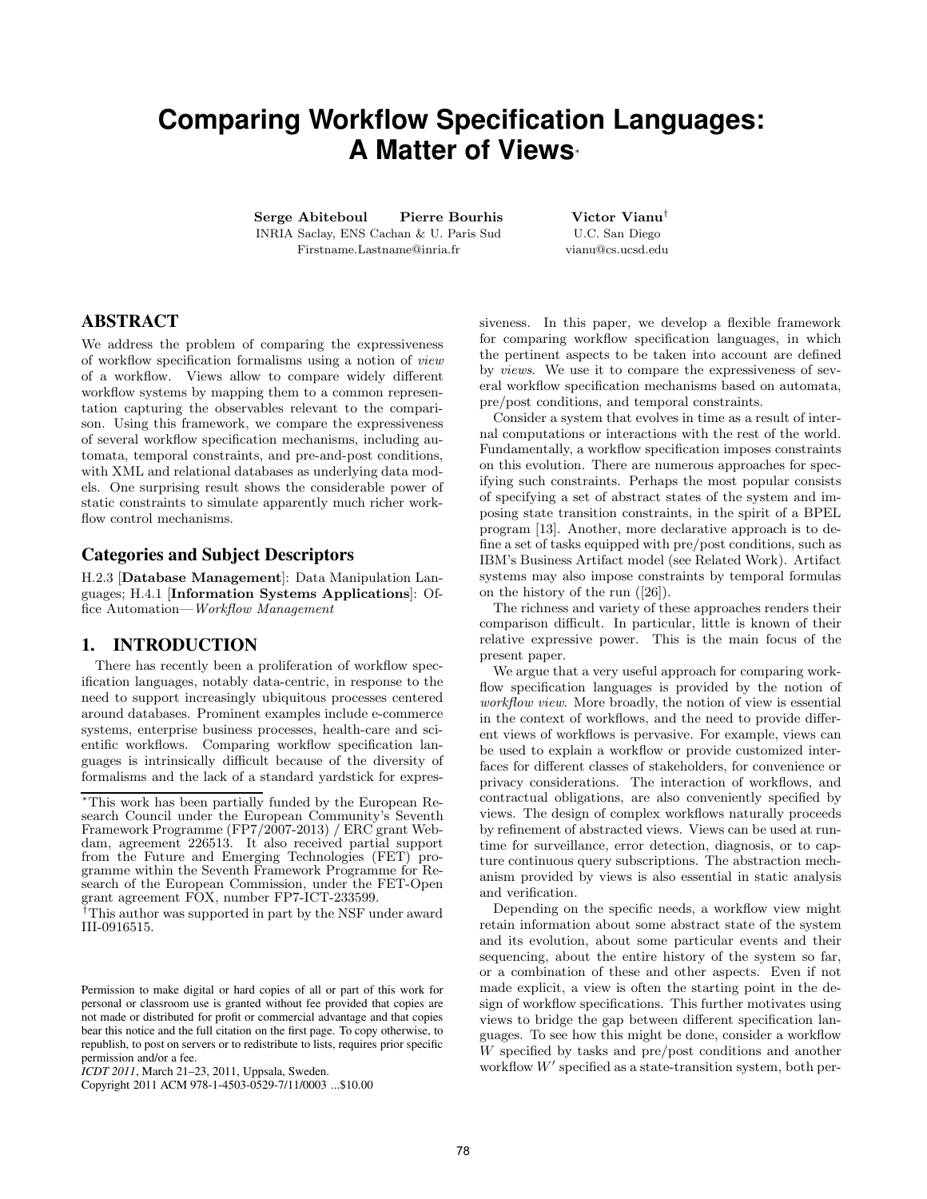# Comparing Workflow Specification Languages: A Matter of Views*

**Serge Abiteboul** **Pierre Bourhis**
INRIA Saclay, ENS Cachan & U. Paris Sud
Firstname.Lastname@inria.fr

**Victor Vianu**†
U.C. San Diego
vianu@cs.ucsd.edu

## ABSTRACT

We address the problem of comparing the expressiveness of workflow specification formalisms using a notion of *view* of a workflow. Views allow to compare widely different workflow systems by mapping them to a common representation capturing the observables relevant to the comparison. Using this framework, we compare the expressiveness of several workflow specification mechanisms, including automata, temporal constraints, and pre-and-post conditions, with XML and relational databases as underlying data models. One surprising result shows the considerable power of static constraints to simulate apparently much richer workflow control mechanisms.

## Categories and Subject Descriptors

H.2.3 [**Database Management**]: Data Manipulation Languages; H.4.1 [**Information Systems Applications**]: Office Automation—*Workflow Management*

## 1. INTRODUCTION

There has recently been a proliferation of workflow specification languages, notably data-centric, in response to the need to support increasingly ubiquitous processes centered around databases. Prominent examples include e-commerce systems, enterprise business processes, health-care and scientific workflows. Comparing workflow specification languages is intrinsically difficult because of the diversity of formalisms and the lack of a standard yardstick for expressiveness. In this paper, we develop a flexible framework for comparing workflow specification languages, in which the pertinent aspects to be taken into account are defined by *views*. We use it to compare the expressiveness of several workflow specification mechanisms based on automata, pre/post conditions, and temporal constraints.

Consider a system that evolves in time as a result of internal computations or interactions with the rest of the world. Fundamentally, a workflow specification imposes constraints on this evolution. There are numerous approaches for specifying such constraints. Perhaps the most popular consists of specifying a set of abstract states of the system and imposing state transition constraints, in the spirit of a BPEL program [13]. Another, more declarative approach is to define a set of tasks equipped with pre/post conditions, such as IBM's Business Artifact model (see Related Work). Artifact systems may also impose constraints by temporal formulas on the history of the run ([26]).

The richness and variety of these approaches renders their comparison difficult. In particular, little is known of their relative expressive power. This is the main focus of the present paper.

We argue that a very useful approach for comparing workflow specification languages is provided by the notion of *workflow view*. More broadly, the notion of view is essential in the context of workflows, and the need to provide different views of workflows is pervasive. For example, views can be used to explain a workflow or provide customized interfaces for different classes of stakeholders, for convenience or privacy considerations. The interaction of workflows, and contractual obligations, are also conveniently specified by views. The design of complex workflows naturally proceeds by refinement of abstracted views. Views can be used at runtime for surveillance, error detection, diagnosis, or to capture continuous query subscriptions. The abstraction mechanism provided by views is also essential in static analysis and verification.

Depending on the specific needs, a workflow view might retain information about some abstract state of the system and its evolution, about some particular events and their sequencing, about the entire history of the system so far, or a combination of these and other aspects. Even if not made explicit, a view is often the starting point in the design of workflow specifications. This further motivates using views to bridge the gap between different specification languages. To see how this might be done, consider a workflow $W$ specified by tasks and pre/post conditions and another workflow $W'$ specified as a state-transition system, both per-

---

*This work has been partially funded by the European Research Council under the European Community's Seventh Framework Programme (FP7/2007-2013) / ERC grant Webdam, agreement 226513. It also received partial support from the Future and Emerging Technologies (FET) programme within the Seventh Framework Programme for Research of the European Commission, under the FET-Open grant agreement FOX, number FP7-ICT-233599.

†This author was supported in part by the NSF under award III-0916515.

Permission to make digital or hard copies of all or part of this work for personal or classroom use is granted without fee provided that copies are not made or distributed for profit or commercial advantage and that copies bear this notice and the full citation on the first page. To copy otherwise, to republish, to post on servers or to redistribute to lists, requires prior specific permission and/or a fee.
*ICDT 2011*, March 21–23, 2011, Uppsala, Sweden.
Copyright 2011 ACM 978-1-4503-0529-7/11/0003 ...$10.00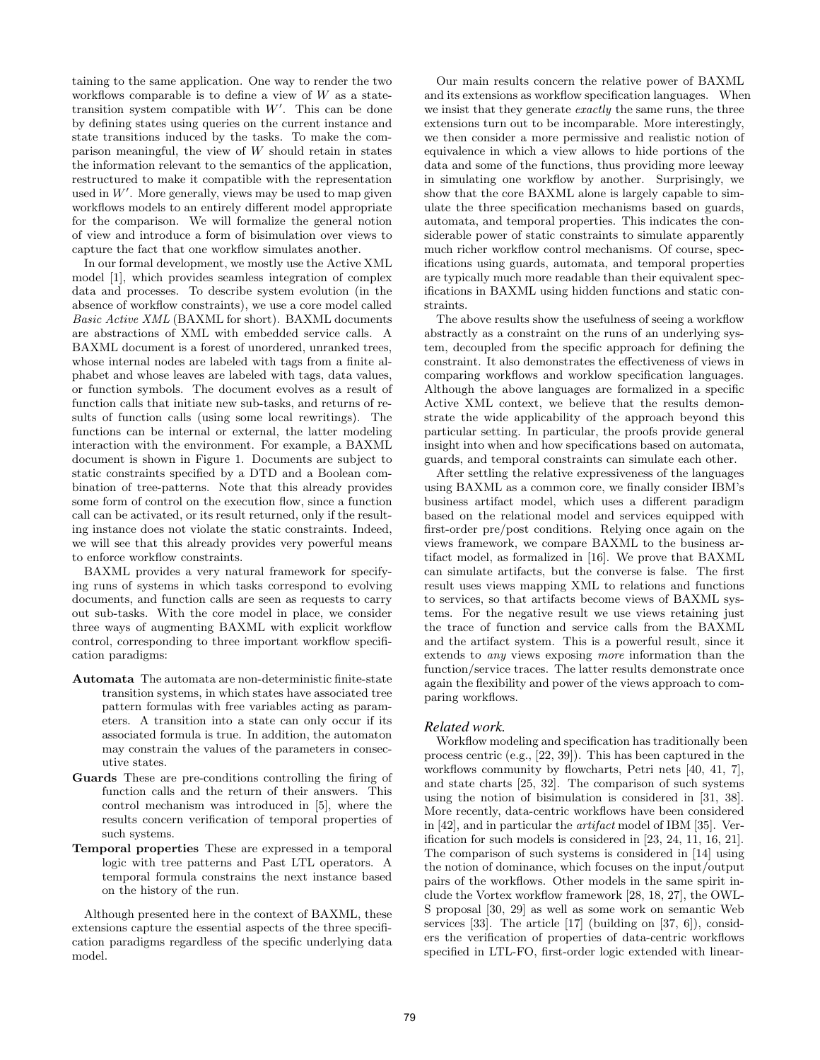taining to the same application. One way to render the two workflows comparable is to define a view of $W$ as a state-transition system compatible with $W'$. This can be done by defining states using queries on the current instance and state transitions induced by the tasks. To make the comparison meaningful, the view of $W$ should retain in states the information relevant to the semantics of the application, restructured to make it compatible with the representation used in $W'$. More generally, views may be used to map given workflows models to an entirely different model appropriate for the comparison. We will formalize the general notion of view and introduce a form of bisimulation over views to capture the fact that one workflow simulates another.

In our formal development, we mostly use the Active XML model [1], which provides seamless integration of complex data and processes. To describe system evolution (in the absence of workflow constraints), we use a core model called *Basic Active XML* (BAXML for short). BAXML documents are abstractions of XML with embedded service calls. A BAXML document is a forest of unordered, unranked trees, whose internal nodes are labeled with tags from a finite alphabet and whose leaves are labeled with tags, data values, or function symbols. The document evolves as a result of function calls that initiate new sub-tasks, and returns of results of function calls (using some local rewritings). The functions can be internal or external, the latter modeling interaction with the environment. For example, a BAXML document is shown in Figure 1. Documents are subject to static constraints specified by a DTD and a Boolean combination of tree-patterns. Note that this already provides some form of control on the execution flow, since a function call can be activated, or its result returned, only if the resulting instance does not violate the static constraints. Indeed, we will see that this already provides very powerful means to enforce workflow constraints.

BAXML provides a very natural framework for specifying runs of systems in which tasks correspond to evolving documents, and function calls are seen as requests to carry out sub-tasks. With the core model in place, we consider three ways of augmenting BAXML with explicit workflow control, corresponding to three important workflow specification paradigms:

- **Automata** The automata are non-deterministic finite-state transition systems, in which states have associated tree pattern formulas with free variables acting as parameters. A transition into a state can only occur if its associated formula is true. In addition, the automaton may constrain the values of the parameters in consecutive states.
- **Guards** These are pre-conditions controlling the firing of function calls and the return of their answers. This control mechanism was introduced in [5], where the results concern verification of temporal properties of such systems.
- **Temporal properties** These are expressed in a temporal logic with tree patterns and Past LTL operators. A temporal formula constrains the next instance based on the history of the run.

Although presented here in the context of BAXML, these extensions capture the essential aspects of the three specification paradigms regardless of the specific underlying data model.

Our main results concern the relative power of BAXML and its extensions as workflow specification languages. When we insist that they generate *exactly* the same runs, the three extensions turn out to be incomparable. More interestingly, we then consider a more permissive and realistic notion of equivalence in which a view allows to hide portions of the data and some of the functions, thus providing more leeway in simulating one workflow by another. Surprisingly, we show that the core BAXML alone is largely capable to simulate the three specification mechanisms based on guards, automata, and temporal properties. This indicates the considerable power of static constraints to simulate apparently much richer workflow control mechanisms. Of course, specifications using guards, automata, and temporal properties are typically much more readable than their equivalent specifications in BAXML using hidden functions and static constraints.

The above results show the usefulness of seeing a workflow abstractly as a constraint on the runs of an underlying system, decoupled from the specific approach for defining the constraint. It also demonstrates the effectiveness of views in comparing workflows and worklow specification languages. Although the above languages are formalized in a specific Active XML context, we believe that the results demonstrate the wide applicability of the approach beyond this particular setting. In particular, the proofs provide general insight into when and how specifications based on automata, guards, and temporal constraints can simulate each other.

After settling the relative expressiveness of the languages using BAXML as a common core, we finally consider IBM's business artifact model, which uses a different paradigm based on the relational model and services equipped with first-order pre/post conditions. Relying once again on the views framework, we compare BAXML to the business artifact model, as formalized in [16]. We prove that BAXML can simulate artifacts, but the converse is false. The first result uses views mapping XML to relations and functions to services, so that artifacts become views of BAXML systems. For the negative result we use views retaining just the trace of function and service calls from the BAXML and the artifact system. This is a powerful result, since it extends to *any* views exposing *more* information than the function/service traces. The latter results demonstrate once again the flexibility and power of the views approach to comparing workflows.

### *Related work.*

Workflow modeling and specification has traditionally been process centric (e.g., [22, 39]). This has been captured in the workflows community by flowcharts, Petri nets [40, 41, 7], and state charts [25, 32]. The comparison of such systems using the notion of bisimulation is considered in [31, 38]. More recently, data-centric workflows have been considered in [42], and in particular the *artifact* model of IBM [35]. Verification for such models is considered in [23, 24, 11, 16, 21]. The comparison of such systems is considered in [14] using the notion of dominance, which focuses on the input/output pairs of the workflows. Other models in the same spirit include the Vortex workflow framework [28, 18, 27], the OWL-S proposal [30, 29] as well as some work on semantic Web services [33]. The article [17] (building on [37, 6]), considers the verification of properties of data-centric workflows specified in LTL-FO, first-order logic extended with linear-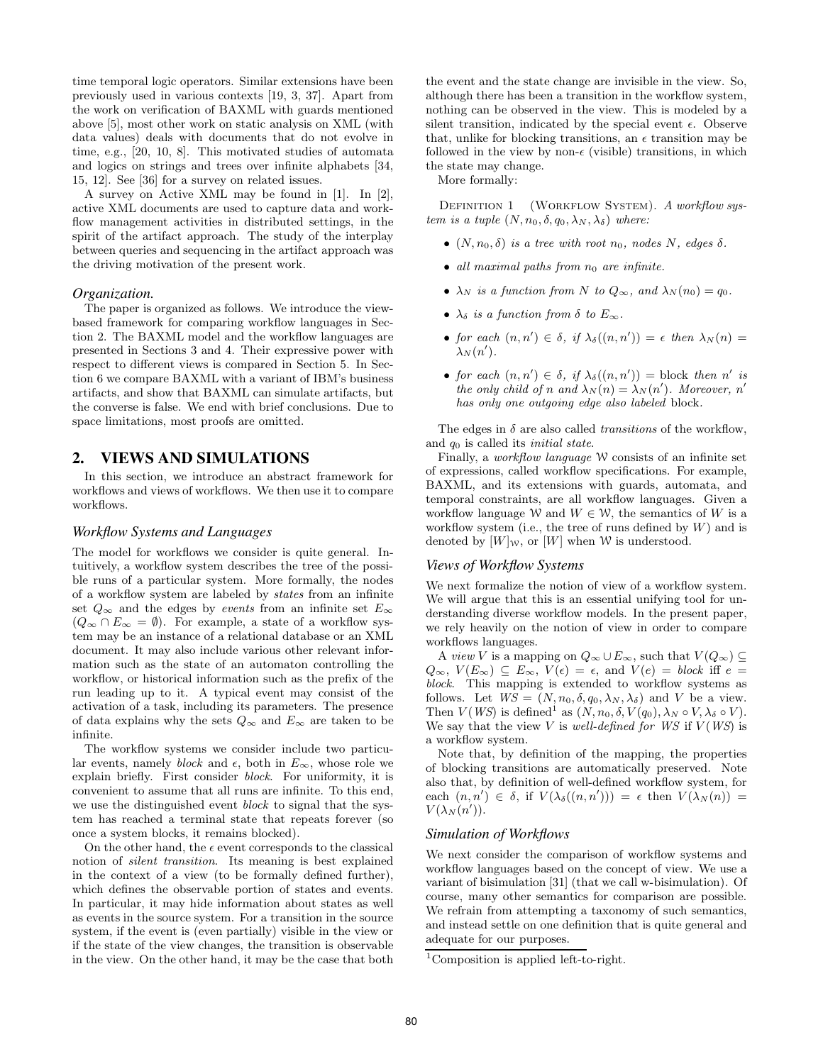time temporal logic operators. Similar extensions have been previously used in various contexts [19, 3, 37]. Apart from the work on verification of BAXML with guards mentioned above [5], most other work on static analysis on XML (with data values) deals with documents that do not evolve in time, e.g., [20, 10, 8]. This motivated studies of automata and logics on strings and trees over infinite alphabets [34, 15, 12]. See [36] for a survey on related issues.

A survey on Active XML may be found in [1]. In [2], active XML documents are used to capture data and workflow management activities in distributed settings, in the spirit of the artifact approach. The study of the interplay between queries and sequencing in the artifact approach was the driving motivation of the present work.

### *Organization.*

The paper is organized as follows. We introduce the view-based framework for comparing workflow languages in Section 2. The BAXML model and the workflow languages are presented in Sections 3 and 4. Their expressive power with respect to different views is compared in Section 5. In Section 6 we compare BAXML with a variant of IBM's business artifacts, and show that BAXML can simulate artifacts, but the converse is false. We end with brief conclusions. Due to space limitations, most proofs are omitted.

## 2. VIEWS AND SIMULATIONS

In this section, we introduce an abstract framework for workflows and views of workflows. We then use it to compare workflows.

### *Workflow Systems and Languages*

The model for workflows we consider is quite general. Intuitively, a workflow system describes the tree of the possible runs of a particular system. More formally, the nodes of a workflow system are labeled by *states* from an infinite set $Q_\infty$ and the edges by *events* from an infinite set $E_\infty$ ($Q_\infty \cap E_\infty = \emptyset$). For example, a state of a workflow system may be an instance of a relational database or an XML document. It may also include various other relevant information such as the state of an automaton controlling the workflow, or historical information such as the prefix of the run leading up to it. A typical event may consist of the activation of a task, including its parameters. The presence of data explains why the sets $Q_\infty$ and $E_\infty$ are taken to be infinite.

The workflow systems we consider include two particular events, namely *block* and $\epsilon$, both in $E_\infty$, whose role we explain briefly. First consider *block*. For uniformity, it is convenient to assume that all runs are infinite. To this end, we use the distinguished event *block* to signal that the system has reached a terminal state that repeats forever (so once a system blocks, it remains blocked).

On the other hand, the $\epsilon$ event corresponds to the classical notion of *silent transition*. Its meaning is best explained in the context of a view (to be formally defined further), which defines the observable portion of states and events. In particular, it may hide information about states as well as events in the source system. For a transition in the source system, if the event is (even partially) visible in the view or if the state of the view changes, the transition is observable in the view. On the other hand, it may be the case that both the event and the state change are invisible in the view. So, although there has been a transition in the workflow system, nothing can be observed in the view. This is modeled by a silent transition, indicated by the special event $\epsilon$. Observe that, unlike for blocking transitions, an $\epsilon$ transition may be followed in the view by non-$\epsilon$ (visible) transitions, in which the state may change.

More formally:

Definition 1 (Workflow System). *A workflow system is a tuple $(N, n_0, \delta, q_0, \lambda_N, \lambda_\delta)$ where:*

- *$(N, n_0, \delta)$ is a tree with root $n_0$, nodes $N$, edges $\delta$.*
- *all maximal paths from $n_0$ are infinite.*
- *$\lambda_N$ is a function from $N$ to $Q_\infty$, and $\lambda_N(n_0) = q_0$.*
- *$\lambda_\delta$ is a function from $\delta$ to $E_\infty$.*
- *for each $(n, n') \in \delta$, if $\lambda_\delta((n, n')) = \epsilon$ then $\lambda_N(n) = \lambda_N(n')$.*
- *for each $(n, n') \in \delta$, if $\lambda_\delta((n, n')) =$ block then $n'$ is the only child of $n$ and $\lambda_N(n) = \lambda_N(n')$. Moreover, $n'$ has only one outgoing edge also labeled* block*.*

The edges in $\delta$ are also called *transitions* of the workflow, and $q_0$ is called its *initial state*.

Finally, a *workflow language* $\mathcal{W}$ consists of an infinite set of expressions, called workflow specifications. For example, BAXML, and its extensions with guards, automata, and temporal constraints, are all workflow languages. Given a workflow language $\mathcal{W}$ and $W \in \mathcal{W}$, the semantics of $W$ is a workflow system (i.e., the tree of runs defined by $W$) and is denoted by $[W]_\mathcal{W}$, or $[W]$ when $\mathcal{W}$ is understood.

### *Views of Workflow Systems*

We next formalize the notion of view of a workflow system. We will argue that this is an essential unifying tool for understanding diverse workflow models. In the present paper, we rely heavily on the notion of view in order to compare workflows languages.

A *view* $V$ is a mapping on $Q_\infty \cup E_\infty$, such that $V(Q_\infty) \subseteq Q_\infty$, $V(E_\infty) \subseteq E_\infty$, $V(\epsilon) = \epsilon$, and $V(e) = block$ iff $e = block$. This mapping is extended to workflow systems as follows. Let $WS = (N, n_0, \delta, q_0, \lambda_N, \lambda_\delta)$ and $V$ be a view. Then $V(WS)$ is defined[1] as $(N, n_0, \delta, V(q_0), \lambda_N \circ V, \lambda_\delta \circ V)$. We say that the view $V$ is *well-defined for* $WS$ if $V(WS)$ is a workflow system.

Note that, by definition of the mapping, the properties of blocking transitions are automatically preserved. Note also that, by definition of well-defined workflow system, for each $(n, n') \in \delta$, if $V(\lambda_\delta((n, n'))) = \epsilon$ then $V(\lambda_N(n)) = V(\lambda_N(n'))$.

### *Simulation of Workflows*

We next consider the comparison of workflow systems and workflow languages based on the concept of view. We use a variant of bisimulation [31] (that we call w-bisimulation). Of course, many other semantics for comparison are possible. We refrain from attempting a taxonomy of such semantics, and instead settle on one definition that is quite general and adequate for our purposes.

[1] Composition is applied left-to-right.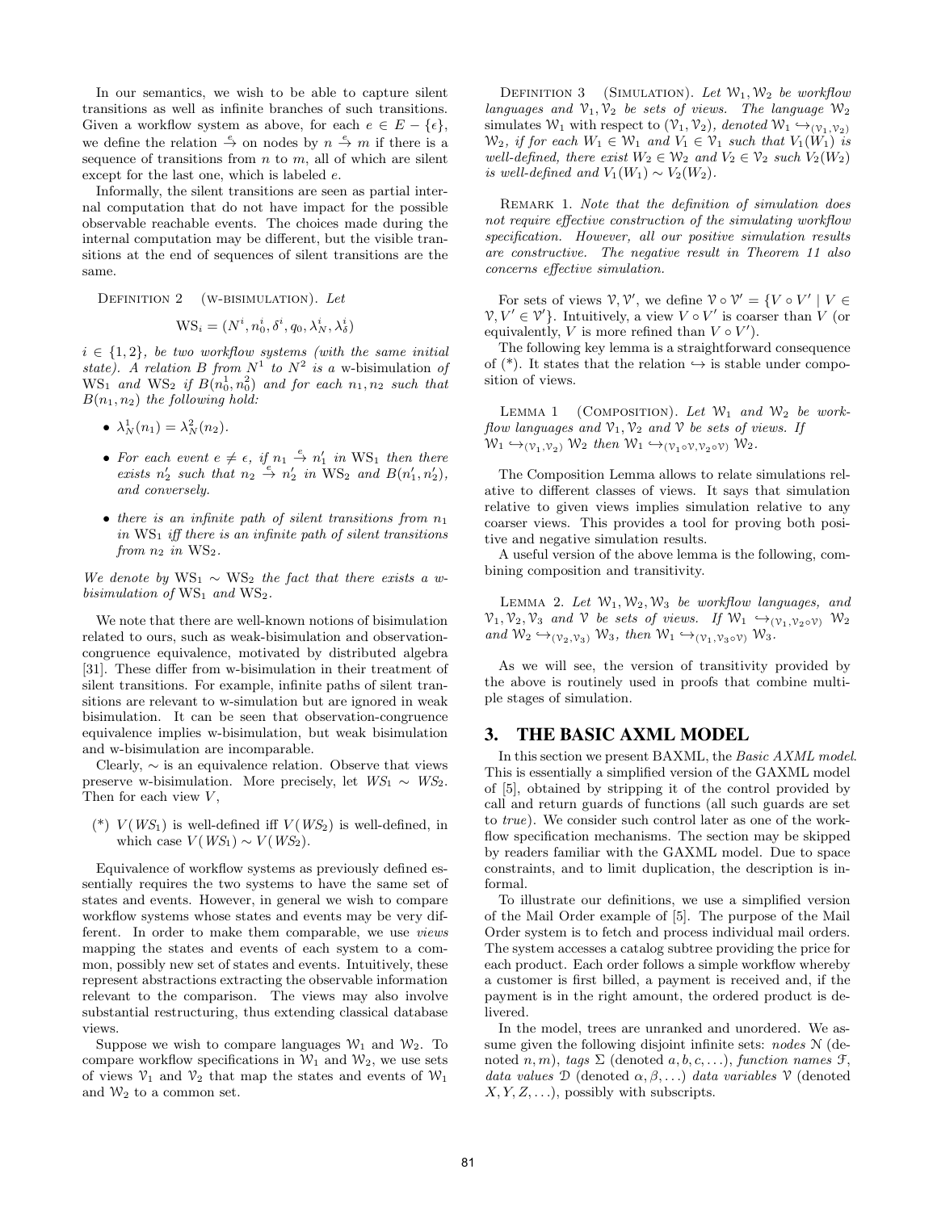In our semantics, we wish to be able to capture silent transitions as well as infinite branches of such transitions. Given a workflow system as above, for each $e \in E - \{\epsilon\}$, we define the relation $\xrightarrow{e}$ on nodes by $n \xrightarrow{e} m$ if there is a sequence of transitions from $n$ to $m$, all of which are silent except for the last one, which is labeled $e$.

Informally, the silent transitions are seen as partial internal computation that do not have impact for the possible observable reachable events. The choices made during the internal computation may be different, but the visible transitions at the end of sequences of silent transitions are the same.

Definition 2 (w-bisimulation). *Let*

$$\mathrm{WS}_i = (N^i, n_0^i, \delta^i, q_0, \lambda_N^i, \lambda_\delta^i)$$

*$i \in \{1, 2\}$, be two workflow systems (with the same initial state). A relation $B$ from $N^1$ to $N^2$ is a* w-bisimulation *of* $\mathrm{WS}_1$ *and* $\mathrm{WS}_2$ *if* $B(n_0^1, n_0^2)$ *and for each* $n_1, n_2$ *such that* $B(n_1, n_2)$ *the following hold:*

- $\lambda_N^1(n_1) = \lambda_N^2(n_2)$.
- *For each event* $e \neq \epsilon$, *if* $n_1 \xrightarrow{e} n_1'$ *in* $\mathrm{WS}_1$ *then there exists* $n_2'$ *such that* $n_2 \xrightarrow{e} n_2'$ *in* $\mathrm{WS}_2$ *and* $B(n_1', n_2')$, *and conversely.*
- *there is an infinite path of silent transitions from* $n_1$ *in* $\mathrm{WS}_1$ *iff there is an infinite path of silent transitions from* $n_2$ *in* $\mathrm{WS}_2$.

*We denote by* $\mathrm{WS}_1 \sim \mathrm{WS}_2$ *the fact that there exists a w-bisimulation of* $\mathrm{WS}_1$ *and* $\mathrm{WS}_2$.

We note that there are well-known notions of bisimulation related to ours, such as weak-bisimulation and observation-congruence equivalence, motivated by distributed algebra [31]. These differ from w-bisimulation in their treatment of silent transitions. For example, infinite paths of silent transitions are relevant to w-simulation but are ignored in weak bisimulation. It can be seen that observation-congruence equivalence implies w-bisimulation, but weak bisimulation and w-bisimulation are incomparable.

Clearly, $\sim$ is an equivalence relation. Observe that views preserve w-bisimulation. More precisely, let $WS_1 \sim WS_2$. Then for each view $V$,

(\*) $V(WS_1)$ is well-defined iff $V(WS_2)$ is well-defined, in which case $V(WS_1) \sim V(WS_2)$.

Equivalence of workflow systems as previously defined essentially requires the two systems to have the same set of states and events. However, in general we wish to compare workflow systems whose states and events may be very different. In order to make them comparable, we use *views* mapping the states and events of each system to a common, possibly new set of states and events. Intuitively, these represent abstractions extracting the observable information relevant to the comparison. The views may also involve substantial restructuring, thus extending classical database views.

Suppose we wish to compare languages $\mathcal{W}_1$ and $\mathcal{W}_2$. To compare workflow specifications in $\mathcal{W}_1$ and $\mathcal{W}_2$, we use sets of views $\mathcal{V}_1$ and $\mathcal{V}_2$ that map the states and events of $\mathcal{W}_1$ and $\mathcal{W}_2$ to a common set.

Definition 3 (Simulation). *Let* $\mathcal{W}_1, \mathcal{W}_2$ *be workflow languages and* $\mathcal{V}_1, \mathcal{V}_2$ *be sets of views. The language* $\mathcal{W}_2$ *simulates* $\mathcal{W}_1$ *with respect to* $(\mathcal{V}_1, \mathcal{V}_2)$, *denoted* $\mathcal{W}_1 \hookrightarrow_{(\mathcal{V}_1,\mathcal{V}_2)} \mathcal{W}_2$, *if for each* $W_1 \in \mathcal{W}_1$ *and* $V_1 \in \mathcal{V}_1$ *such that* $V_1(W_1)$ *is well-defined, there exist* $W_2 \in \mathcal{W}_2$ *and* $V_2 \in \mathcal{V}_2$ *such* $V_2(W_2)$ *is well-defined and* $V_1(W_1) \sim V_2(W_2)$.

Remark 1. *Note that the definition of simulation does not require effective construction of the simulating workflow specification. However, all our positive simulation results are constructive. The negative result in Theorem 11 also concerns effective simulation.*

For sets of views $\mathcal{V}, \mathcal{V}'$, we define $\mathcal{V} \circ \mathcal{V}' = \{V \circ V' \mid V \in \mathcal{V}, V' \in \mathcal{V}'\}$. Intuitively, a view $V \circ V'$ is coarser than $V$ (or equivalently, $V$ is more refined than $V \circ V'$).

The following key lemma is a straightforward consequence of (\*). It states that the relation $\hookrightarrow$ is stable under composition of views.

Lemma 1 (Composition). *Let* $\mathcal{W}_1$ *and* $\mathcal{W}_2$ *be workflow languages and* $\mathcal{V}_1, \mathcal{V}_2$ *and* $\mathcal{V}$ *be sets of views. If* $\mathcal{W}_1 \hookrightarrow_{(\mathcal{V}_1,\mathcal{V}_2)} \mathcal{W}_2$ *then* $\mathcal{W}_1 \hookrightarrow_{(\mathcal{V}_1 \circ \mathcal{V},\mathcal{V}_2 \circ \mathcal{V})} \mathcal{W}_2$.

The Composition Lemma allows to relate simulations relative to different classes of views. It says that simulation relative to given views implies simulation relative to any coarser views. This provides a tool for proving both positive and negative simulation results.

A useful version of the above lemma is the following, combining composition and transitivity.

Lemma 2. *Let* $\mathcal{W}_1, \mathcal{W}_2, \mathcal{W}_3$ *be workflow languages, and* $\mathcal{V}_1, \mathcal{V}_2, \mathcal{V}_3$ *and* $\mathcal{V}$ *be sets of views. If* $\mathcal{W}_1 \hookrightarrow_{(\mathcal{V}_1,\mathcal{V}_2 \circ \mathcal{V})} \mathcal{W}_2$ *and* $\mathcal{W}_2 \hookrightarrow_{(\mathcal{V}_2,\mathcal{V}_3)} \mathcal{W}_3$, *then* $\mathcal{W}_1 \hookrightarrow_{(\mathcal{V}_1,\mathcal{V}_3 \circ \mathcal{V})} \mathcal{W}_3$.

As we will see, the version of transitivity provided by the above is routinely used in proofs that combine multiple stages of simulation.

## 3. THE BASIC AXML MODEL

In this section we present BAXML, the *Basic AXML model*. This is essentially a simplified version of the GAXML model of [5], obtained by stripping it of the control provided by call and return guards of functions (all such guards are set to *true*). We consider such control later as one of the workflow specification mechanisms. The section may be skipped by readers familiar with the GAXML model. Due to space constraints, and to limit duplication, the description is informal.

To illustrate our definitions, we use a simplified version of the Mail Order example of [5]. The purpose of the Mail Order system is to fetch and process individual mail orders. The system accesses a catalog subtree providing the price for each product. Each order follows a simple workflow whereby a customer is first billed, a payment is received and, if the payment is in the right amount, the ordered product is delivered.

In the model, trees are unranked and unordered. We assume given the following disjoint infinite sets: *nodes* $\mathcal{N}$ (denoted $n, m$), *tags* $\Sigma$ (denoted $a, b, c, \ldots$), *function names* $\mathcal{F}$, *data values* $\mathcal{D}$ (denoted $\alpha, \beta, \ldots$) *data variables* $\mathcal{V}$ (denoted $X, Y, Z, \ldots$), possibly with subscripts.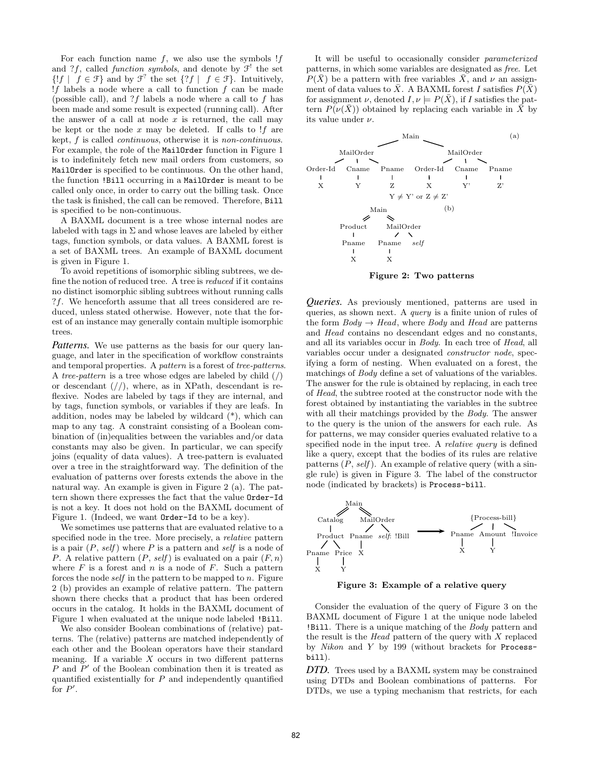For each function name $f$, we also use the symbols $!f$ and $?f$, called *function symbols*, and denote by $\mathcal{F}^!$ the set $\{!f \mid f \in \mathcal{F}\}$ and by $\mathcal{F}^?$ the set $\{?f \mid f \in \mathcal{F}\}$. Intuitively, $!f$ labels a node where a call to function $f$ can be made (possible call), and $?f$ labels a node where a call to $f$ has been made and some result is expected (running call). After the answer of a call at node $x$ is returned, the call may be kept or the node $x$ may be deleted. If calls to $!f$ are kept, $f$ is called *continuous*, otherwise it is *non-continuous*. For example, the role of the MailOrder function in Figure 1 is to indefinitely fetch new mail orders from customers, so MailOrder is specified to be continuous. On the other hand, the function !Bill occurring in a MailOrder is meant to be called only once, in order to carry out the billing task. Once the task is finished, the call can be removed. Therefore, Bill is specified to be non-continuous.

A BAXML document is a tree whose internal nodes are labeled with tags in $\Sigma$ and whose leaves are labeled by either tags, function symbols, or data values. A BAXML forest is a set of BAXML trees. An example of BAXML document is given in Figure 1.

To avoid repetitions of isomorphic sibling subtrees, we define the notion of reduced tree. A tree is *reduced* if it contains no distinct isomorphic sibling subtrees without running calls $?f$. We henceforth assume that all trees considered are reduced, unless stated otherwise. However, note that the forest of an instance may generally contain multiple isomorphic trees.

***Patterns.*** We use patterns as the basis for our query language, and later in the specification of workflow constraints and temporal properties. A *pattern* is a forest of *tree-patterns*. A *tree-pattern* is a tree whose edges are labeled by child (/) or descendant (//), where, as in XPath, descendant is reflexive. Nodes are labeled by tags if they are internal, and by tags, function symbols, or variables if they are leafs. In addition, nodes may be labeled by wildcard (*), which can map to any tag. A constraint consisting of a Boolean combination of (in)equalities between the variables and/or data constants may also be given. In particular, we can specify joins (equality of data values). A tree-pattern is evaluated over a tree in the straightforward way. The definition of the evaluation of patterns over forests extends the above in the natural way. An example is given in Figure 2 (a). The pattern shown there expresses the fact that the value Order-Id is not a key. It does not hold on the BAXML document of Figure 1. (Indeed, we want Order-Id to be a key).

We sometimes use patterns that are evaluated relative to a specified node in the tree. More precisely, a *relative* pattern is a pair $(P, \mathit{self})$ where $P$ is a pattern and *self* is a node of $P$. A relative pattern $(P, \mathit{self})$ is evaluated on a pair $(F, n)$ where $F$ is a forest and $n$ is a node of $F$. Such a pattern forces the node *self* in the pattern to be mapped to $n$. Figure 2 (b) provides an example of relative pattern. The pattern shown there checks that a product that has been ordered occurs in the catalog. It holds in the BAXML document of Figure 1 when evaluated at the unique node labeled !Bill.

We also consider Boolean combinations of (relative) patterns. The (relative) patterns are matched independently of each other and the Boolean operators have their standard meaning. If a variable $X$ occurs in two different patterns $P$ and $P'$ of the Boolean combination then it is treated as quantified existentially for $P$ and independently quantified for $P'$.

It will be useful to occasionally consider *parameterized* patterns, in which some variables are designated as *free*. Let $P(\bar{X})$ be a pattern with free variables $\bar{X}$, and $\nu$ an assignment of data values to $\bar{X}$. A BAXML forest $I$ satisfies $P(\bar{X})$ for assignment $\nu$, denoted $I, \nu \models P(\bar{X})$, if $I$ satisfies the pattern $P(\nu(\bar{X}))$ obtained by replacing each variable in $\bar{X}$ by its value under $\nu$.

(a)
Main
MailOrder MailOrder
Order-Id Cname Pname Order-Id Cname Pname
X Y Z X Y' Z'
Y ≠ Y' or Z ≠ Z'

(b)
Main
Product MailOrder
Pname Pname self
X X

**Figure 2: Two patterns**

***Queries.*** As previously mentioned, patterns are used in queries, as shown next. A *query* is a finite union of rules of the form $Body \rightarrow Head$, where *Body* and *Head* are patterns and *Head* contains no descendant edges and no constants, and all its variables occur in *Body*. In each tree of *Head*, all variables occur under a designated *constructor node*, specifying a form of nesting. When evaluated on a forest, the matchings of *Body* define a set of valuations of the variables. The answer for the rule is obtained by replacing, in each tree of *Head*, the subtree rooted at the constructor node with the forest obtained by instantiating the variables in the subtree with all their matchings provided by the *Body*. The answer to the query is the union of the answers for each rule. As for patterns, we may consider queries evaluated relative to a specified node in the input tree. A *relative query* is defined like a query, except that the bodies of its rules are relative patterns $(P, \mathit{self})$. An example of relative query (with a single rule) is given in Figure 3. The label of the constructor node (indicated by brackets) is Process-bill.

Main
Catalog MailOrder
Product Pname self: !Bill
Pname Price X
X Y
→
{Process-bill}
Pname Amount !Invoice
X Y

**Figure 3: Example of a relative query**

Consider the evaluation of the query of Figure 3 on the BAXML document of Figure 1 at the unique node labeled !Bill. There is a unique matching of the *Body* pattern and the result is the *Head* pattern of the query with $X$ replaced by *Nikon* and $Y$ by 199 (without brackets for Process-bill).

***DTD.*** Trees used by a BAXML system may be constrained using DTDs and Boolean combinations of patterns. For DTDs, we use a typing mechanism that restricts, for each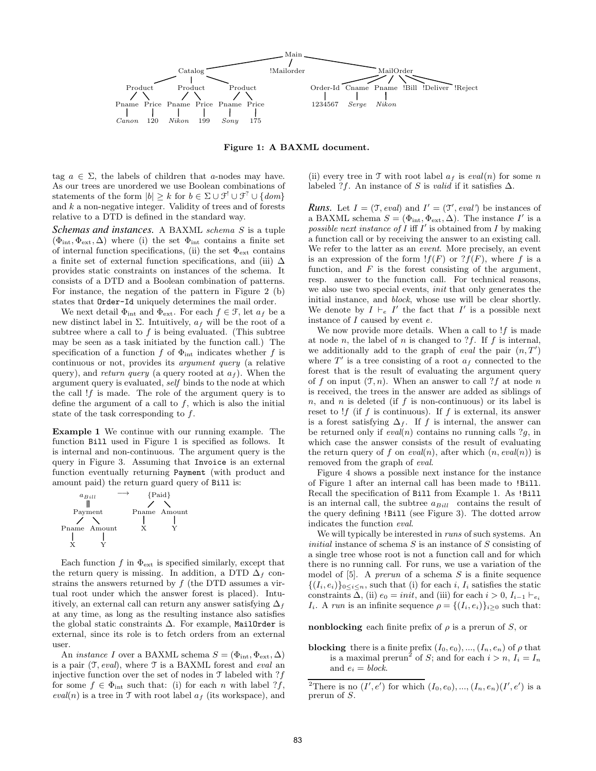Figure 1: A BAXML document.

tag $a \in \Sigma$, the labels of children that $a$-nodes may have. As our trees are unordered we use Boolean combinations of statements of the form $|b| \geq k$ for $b \in \Sigma \cup \mathcal{F}^! \cup \mathcal{F}^? \cup \{dom\}$ and $k$ a non-negative integer. Validity of trees and of forests relative to a DTD is defined in the standard way.

***Schemas and instances.*** A BAXML *schema* $S$ is a tuple $(\Phi_{\text{int}}, \Phi_{\text{ext}}, \Delta)$ where (i) the set $\Phi_{\text{int}}$ contains a finite set of internal function specifications, (ii) the set $\Phi_{\text{ext}}$ contains a finite set of external function specifications, and (iii) $\Delta$ provides static constraints on instances of the schema. It consists of a DTD and a Boolean combination of patterns. For instance, the negation of the pattern in Figure 2 (b) states that `Order-Id` uniquely determines the mail order.

We next detail $\Phi_{\text{int}}$ and $\Phi_{\text{ext}}$. For each $f \in \mathcal{F}$, let $a_f$ be a new distinct label in $\Sigma$. Intuitively, $a_f$ will be the root of a subtree where a call to $f$ is being evaluated. (This subtree may be seen as a task initiated by the function call.) The specification of a function $f$ of $\Phi_{\text{int}}$ indicates whether $f$ is continuous or not, provides its *argument query* (a relative query), and *return query* (a query rooted at $a_f$). When the argument query is evaluated, *self* binds to the node at which the call $!f$ is made. The role of the argument query is to define the argument of a call to $f$, which is also the initial state of the task corresponding to $f$.

**Example 1** We continue with our running example. The function `Bill` used in Figure 1 is specified as follows. It is internal and non-continuous. The argument query is the query in Figure 3. Assuming that `Invoice` is an external function eventually returning `Payment` (with product and amount paid) the return guard query of `Bill` is:

$a_{Bill}$ ‖ Payment (Pname X, Amount Y) $\longrightarrow$ {Paid} (Pname X, Amount Y)

Each function $f$ in $\Phi_{\text{ext}}$ is specified similarly, except that the return query is missing. In addition, a DTD $\Delta_f$ constrains the answers returned by $f$ (the DTD assumes a virtual root under which the answer forest is placed). Intuitively, an external call can return any answer satisfying $\Delta_f$ at any time, as long as the resulting instance also satisfies the global static constraints $\Delta$. For example, `MailOrder` is external, since its role is to fetch orders from an external user.

An *instance* $I$ over a BAXML schema $S = (\Phi_{\text{int}}, \Phi_{\text{ext}}, \Delta)$ is a pair $(\mathcal{T}, eval)$, where $\mathcal{T}$ is a BAXML forest and *eval* an injective function over the set of nodes in $\mathcal{T}$ labeled with $?f$ for some $f \in \Phi_{\text{int}}$ such that: (i) for each $n$ with label $?f$, $eval(n)$ is a tree in $\mathcal{T}$ with root label $a_f$ (its workspace), and (ii) every tree in $\mathcal{T}$ with root label $a_f$ is $eval(n)$ for some $n$ labeled $?f$. An instance of $S$ is *valid* if it satisfies $\Delta$.

***Runs.*** Let $I = (\mathcal{T}, eval)$ and $I' = (\mathcal{T}', eval')$ be instances of a BAXML schema $S = (\Phi_{\text{int}}, \Phi_{\text{ext}}, \Delta)$. The instance $I'$ is a *possible next instance of* $I$ iff $I'$ is obtained from $I$ by making a function call or by receiving the answer to an existing call. We refer to the latter as an *event*. More precisely, an event is an expression of the form $!f(F)$ or $?f(F)$, where $f$ is a function, and $F$ is the forest consisting of the argument, resp. answer to the function call. For technical reasons, we also use two special events, *init* that only generates the initial instance, and *block*, whose use will be clear shortly. We denote by $I \vdash_e I'$ the fact that $I'$ is a possible next instance of $I$ caused by event $e$.

We now provide more details. When a call to $!f$ is made at node $n$, the label of $n$ is changed to $?f$. If $f$ is internal, we additionally add to the graph of *eval* the pair $(n, T')$ where $T'$ is a tree consisting of a root $a_f$ connected to the forest that is the result of evaluating the argument query of $f$ on input $(\mathcal{T}, n)$. When an answer to call $?f$ at node $n$ is received, the trees in the answer are added as siblings of $n$, and $n$ is deleted (if $f$ is non-continuous) or its label is reset to $!f$ (if $f$ is continuous). If $f$ is external, its answer is a forest satisfying $\Delta_f$. If $f$ is internal, the answer can be returned only if $eval(n)$ contains no running calls $?g$, in which case the answer consists of the result of evaluating the return query of $f$ on $eval(n)$, after which $(n, eval(n))$ is removed from the graph of *eval*.

Figure 4 shows a possible next instance for the instance of Figure 1 after an internal call has been made to `!Bill`. Recall the specification of `Bill` from Example 1. As `!Bill` is an internal call, the subtree $a_{Bill}$ contains the result of the query defining `!Bill` (see Figure 3). The dotted arrow indicates the function *eval*.

We will typically be interested in *runs* of such systems. An *initial* instance of schema $S$ is an instance of $S$ consisting of a single tree whose root is not a function call and for which there is no running call. For runs, we use a variation of the model of [5]. A *prerun* of a schema $S$ is a finite sequence $\{(I_i, e_i)\}_{0 \leq i \leq n}$, such that (i) for each $i$, $I_i$ satisfies the static constraints $\Delta$, (ii) $e_0 = init$, and (iii) for each $i > 0$, $I_{i-1} \vdash_{e_i} I_i$. A *run* is an infinite sequence $\rho = \{(I_i, e_i)\}_{i \geq 0}$ such that:

**nonblocking** each finite prefix of $\rho$ is a prerun of $S$, or

**blocking** there is a finite prefix $(I_0, e_0), ..., (I_n, e_n)$ of $\rho$ that is a maximal prerun[2] of $S$; and for each $i > n$, $I_i = I_n$ and $e_i = block$.

[2] There is no $(I', e')$ for which $(I_0, e_0), ..., (I_n, e_n)(I', e')$ is a prerun of $S$.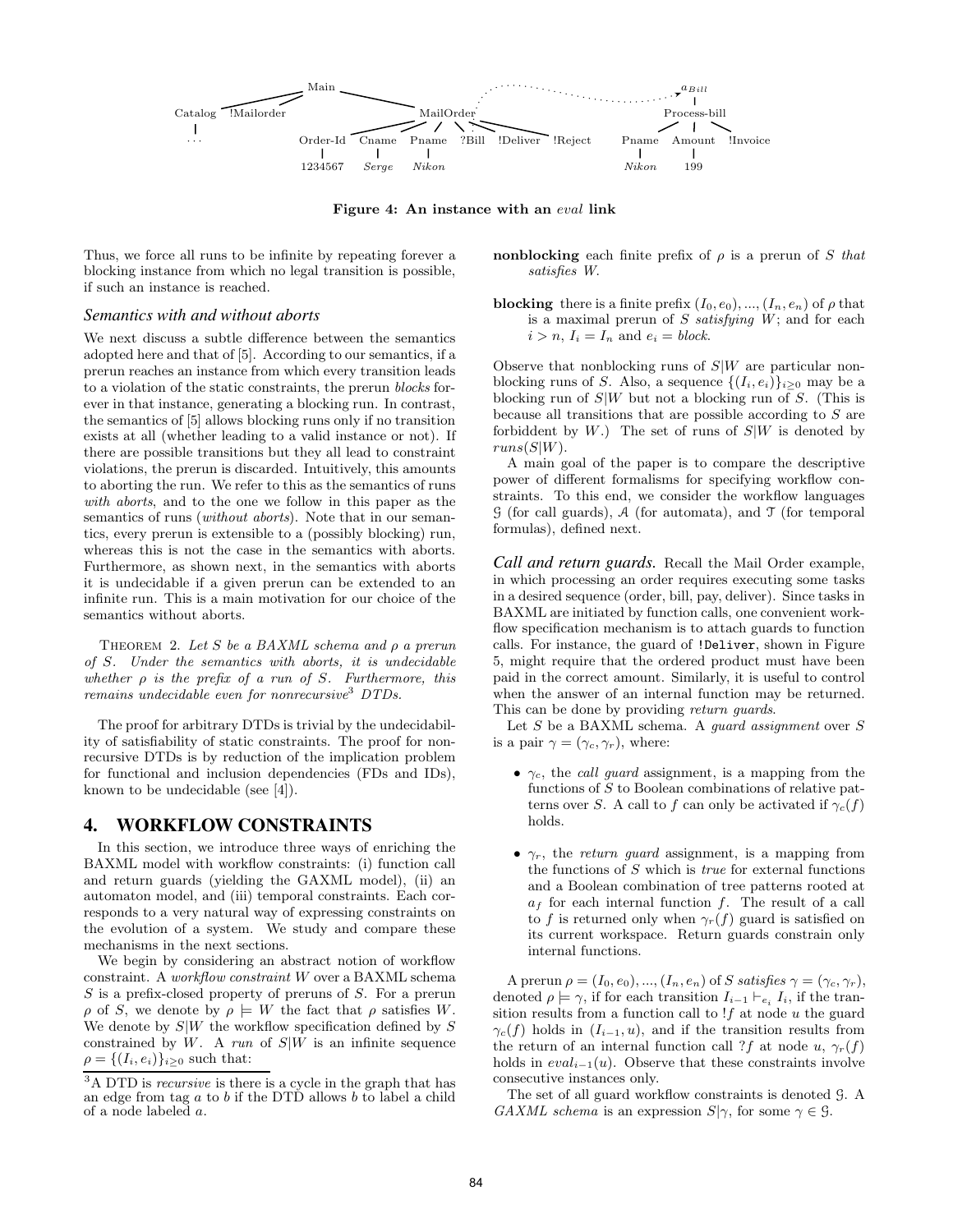Figure 4: An instance with an *eval* link

Thus, we force all runs to be infinite by repeating forever a blocking instance from which no legal transition is possible, if such an instance is reached.

### Semantics with and without aborts

We next discuss a subtle difference between the semantics adopted here and that of [5]. According to our semantics, if a prerun reaches an instance from which every transition leads to a violation of the static constraints, the prerun *blocks* forever in that instance, generating a blocking run. In contrast, the semantics of [5] allows blocking runs only if no transition exists at all (whether leading to a valid instance or not). If there are possible transitions but they all lead to constraint violations, the prerun is discarded. Intuitively, this amounts to aborting the run. We refer to this as the semantics of runs *with aborts*, and to the one we follow in this paper as the semantics of runs (*without aborts*). Note that in our semantics, every prerun is extensible to a (possibly blocking) run, whereas this is not the case in the semantics with aborts. Furthermore, as shown next, in the semantics with aborts it is undecidable if a given prerun can be extended to an infinite run. This is a main motivation for our choice of the semantics without aborts.

THEOREM 2. *Let $S$ be a BAXML schema and $\rho$ a prerun of $S$. Under the semantics with aborts, it is undecidable whether $\rho$ is the prefix of a run of $S$. Furthermore, this remains undecidable even for nonrecursive[3] DTDs.*

The proof for arbitrary DTDs is trivial by the undecidability of satisfiability of static constraints. The proof for nonrecursive DTDs is by reduction of the implication problem for functional and inclusion dependencies (FDs and IDs), known to be undecidable (see [4]).

## 4. WORKFLOW CONSTRAINTS

In this section, we introduce three ways of enriching the BAXML model with workflow constraints: (i) function call and return guards (yielding the GAXML model), (ii) an automaton model, and (iii) temporal constraints. Each corresponds to a very natural way of expressing constraints on the evolution of a system. We study and compare these mechanisms in the next sections.

We begin by considering an abstract notion of workflow constraint. A *workflow constraint* $W$ over a BAXML schema $S$ is a prefix-closed property of preruns of $S$. For a prerun $\rho$ of $S$, we denote by $\rho \models W$ the fact that $\rho$ satisfies $W$. We denote by $S|W$ the workflow specification defined by $S$ constrained by $W$. A *run* of $S|W$ is an infinite sequence $\rho = \{(I_i, e_i)\}_{i \geq 0}$ such that:

**nonblocking** each finite prefix of $\rho$ is a prerun of $S$ *that satisfies $W$*.

**blocking** there is a finite prefix $(I_0, e_0), ..., (I_n, e_n)$ of $\rho$ that is a maximal prerun of $S$ *satisfying $W$*; and for each $i > n$, $I_i = I_n$ and $e_i = block$.

Observe that nonblocking runs of $S|W$ are particular nonblocking runs of $S$. Also, a sequence $\{(I_i, e_i)\}_{i \geq 0}$ may be a blocking run of $S|W$ but not a blocking run of $S$. (This is because all transitions that are possible according to $S$ are forbiddent by $W$.) The set of runs of $S|W$ is denoted by $runs(S|W)$.

A main goal of the paper is to compare the descriptive power of different formalisms for specifying workflow constraints. To this end, we consider the workflow languages $\mathcal{G}$ (for call guards), $\mathcal{A}$ (for automata), and $\mathcal{T}$ (for temporal formulas), defined next.

***Call and return guards.*** Recall the Mail Order example, in which processing an order requires executing some tasks in a desired sequence (order, bill, pay, deliver). Since tasks in BAXML are initiated by function calls, one convenient workflow specification mechanism is to attach guards to function calls. For instance, the guard of `!Deliver`, shown in Figure 5, might require that the ordered product must have been paid in the correct amount. Similarly, it is useful to control when the answer of an internal function may be returned. This can be done by providing *return guards*.

Let $S$ be a BAXML schema. A *guard assignment* over $S$ is a pair $\gamma = (\gamma_c, \gamma_r)$, where:

- $\gamma_c$, the *call guard* assignment, is a mapping from the functions of $S$ to Boolean combinations of relative patterns over $S$. A call to $f$ can only be activated if $\gamma_c(f)$ holds.
- $\gamma_r$, the *return guard* assignment, is a mapping from the functions of $S$ which is *true* for external functions and a Boolean combination of tree patterns rooted at $a_f$ for each internal function $f$. The result of a call to $f$ is returned only when $\gamma_r(f)$ guard is satisfied on its current workspace. Return guards constrain only internal functions.

A prerun $\rho = (I_0, e_0), ..., (I_n, e_n)$ of $S$ *satisfies* $\gamma = (\gamma_c, \gamma_r)$, denoted $\rho \models \gamma$, if for each transition $I_{i-1} \vdash_{e_i} I_i$, if the transition results from a function call to $!f$ at node $u$ the guard $\gamma_c(f)$ holds in $(I_{i-1}, u)$, and if the transition results from the return of an internal function call $?f$ at node $u$, $\gamma_r(f)$ holds in $eval_{i-1}(u)$. Observe that these constraints involve consecutive instances only.

The set of all guard workflow constraints is denoted $\mathcal{G}$. A *GAXML schema* is an expression $S|\gamma$, for some $\gamma \in \mathcal{G}$.

[3]A DTD is *recursive* is there is a cycle in the graph that has an edge from tag $a$ to $b$ if the DTD allows $b$ to label a child of a node labeled $a$.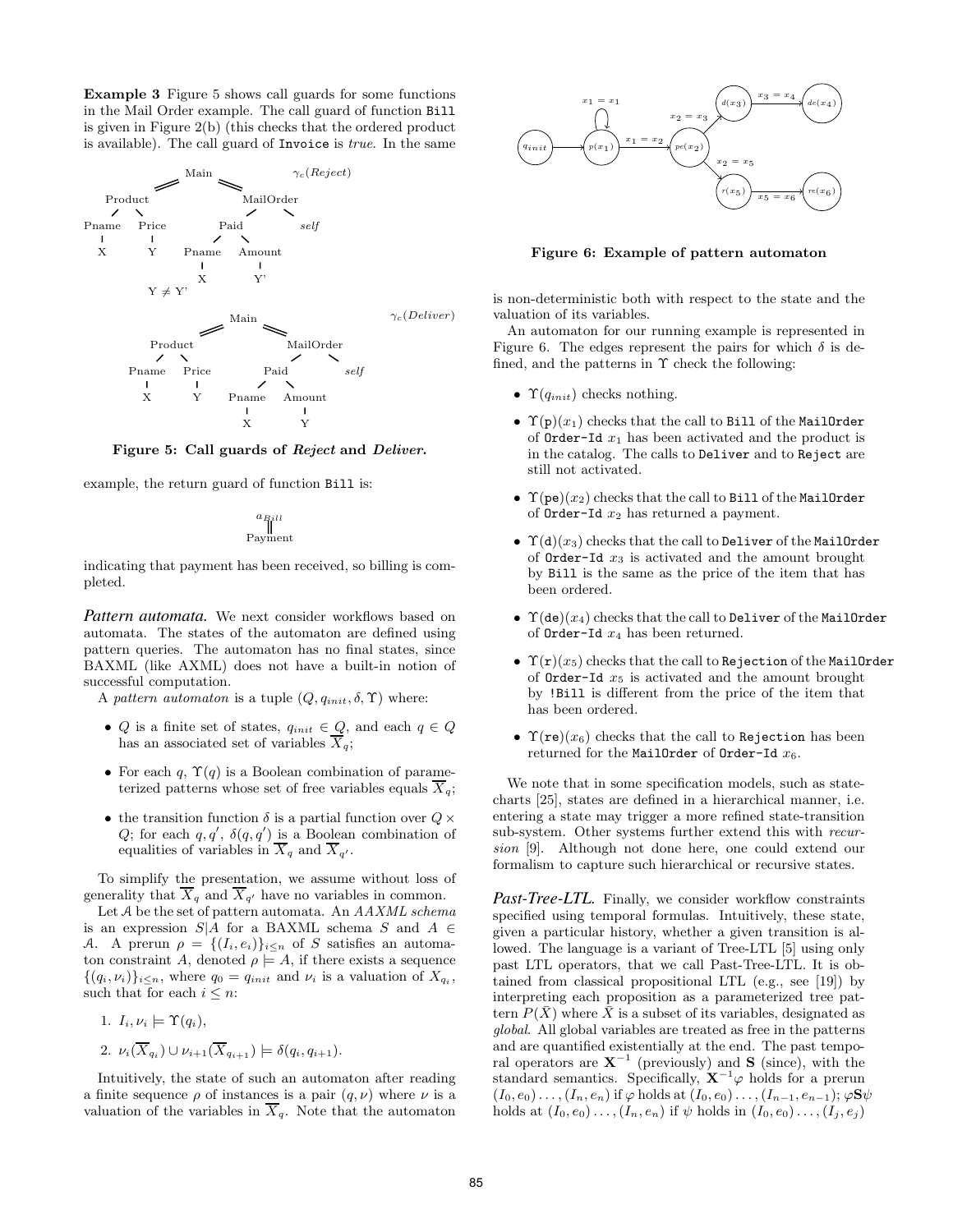**Example 3** Figure 5 shows call guards for some functions in the Mail Order example. The call guard of function Bill is given in Figure 2(b) (this checks that the ordered product is available). The call guard of Invoice is *true*. In the same example, the return guard of function Bill is:

$$\underset{\text{Payment}}{\overset{a_{Bill}}{\|}}$$

indicating that payment has been received, so billing is completed.

**Figure 5: Call guards of *Reject* and *Deliver*.**

***Pattern automata.*** We next consider workflows based on automata. The states of the automaton are defined using pattern queries. The automaton has no final states, since BAXML (like AXML) does not have a built-in notion of successful computation.

A *pattern automaton* is a tuple $(Q, q_{init}, \delta, \Upsilon)$ where:

- $Q$ is a finite set of states, $q_{init} \in Q$, and each $q \in Q$ has an associated set of variables $\overline{X}_q$;
- For each $q$, $\Upsilon(q)$ is a Boolean combination of parameterized patterns whose set of free variables equals $\overline{X}_q$;
- the transition function $\delta$ is a partial function over $Q \times Q$; for each $q, q'$, $\delta(q, q')$ is a Boolean combination of equalities of variables in $\overline{X}_q$ and $\overline{X}_{q'}$.

To simplify the presentation, we assume without loss of generality that $\overline{X}_q$ and $\overline{X}_{q'}$ have no variables in common.

Let $\mathcal{A}$ be the set of pattern automata. An *AAXML schema* is an expression $S|A$ for a BAXML schema $S$ and $A \in \mathcal{A}$. A prerun $\rho = \{(I_i, e_i)\}_{i \leq n}$ of $S$ satisfies an automaton constraint $A$, denoted $\rho \models A$, if there exists a sequence $\{(q_i, \nu_i)\}_{i \leq n}$, where $q_0 = q_{init}$ and $\nu_i$ is a valuation of $X_{q_i}$, such that for each $i \leq n$:

1. $I_i, \nu_i \models \Upsilon(q_i)$,
2. $\nu_i(\overline{X}_{q_i}) \cup \nu_{i+1}(\overline{X}_{q_{i+1}}) \models \delta(q_i, q_{i+1})$.

Intuitively, the state of such an automaton after reading a finite sequence $\rho$ of instances is a pair $(q, \nu)$ where $\nu$ is a valuation of the variables in $\overline{X}_q$. Note that the automaton is non-deterministic both with respect to the state and the valuation of its variables.

**Figure 6: Example of pattern automaton**

An automaton for our running example is represented in Figure 6. The edges represent the pairs for which $\delta$ is defined, and the patterns in $\Upsilon$ check the following:

- $\Upsilon(q_{init})$ checks nothing.
- $\Upsilon(\text{p})(x_1)$ checks that the call to Bill of the MailOrder of Order-Id $x_1$ has been activated and the product is in the catalog. The calls to Deliver and to Reject are still not activated.
- $\Upsilon(\text{pe})(x_2)$ checks that the call to Bill of the MailOrder of Order-Id $x_2$ has returned a payment.
- $\Upsilon(\text{d})(x_3)$ checks that the call to Deliver of the MailOrder of Order-Id $x_3$ is activated and the amount brought by Bill is the same as the price of the item that has been ordered.
- $\Upsilon(\text{de})(x_4)$ checks that the call to Deliver of the MailOrder of Order-Id $x_4$ has been returned.
- $\Upsilon(\text{r})(x_5)$ checks that the call to Rejection of the MailOrder of Order-Id $x_5$ is activated and the amount brought by !Bill is different from the price of the item that has been ordered.
- $\Upsilon(\text{re})(x_6)$ checks that the call to Rejection has been returned for the MailOrder of Order-Id $x_6$.

We note that in some specification models, such as statecharts [25], states are defined in a hierarchical manner, i.e. entering a state may trigger a more refined state-transition sub-system. Other systems further extend this with *recursion* [9]. Although not done here, one could extend our formalism to capture such hierarchical or recursive states.

***Past-Tree-LTL.*** Finally, we consider workflow constraints specified using temporal formulas. Intuitively, these state, given a particular history, whether a given transition is allowed. The language is a variant of Tree-LTL [5] using only past LTL operators, that we call Past-Tree-LTL. It is obtained from classical propositional LTL (e.g., see [19]) by interpreting each proposition as a parameterized tree pattern $P(\bar{X})$ where $\bar{X}$ is a subset of its variables, designated as *global*. All global variables are treated as free in the patterns and are quantified existentially at the end. The past temporal operators are $\mathbf{X}^{-1}$ (previously) and $\mathbf{S}$ (since), with the standard semantics. Specifically, $\mathbf{X}^{-1}\varphi$ holds for a prerun $(I_0, e_0) \ldots, (I_n, e_n)$ if $\varphi$ holds at $(I_0, e_0) \ldots, (I_{n-1}, e_{n-1})$; $\varphi \mathbf{S} \psi$ holds at $(I_0, e_0) \ldots, (I_n, e_n)$ if $\psi$ holds in $(I_0, e_0) \ldots, (I_j, e_j)$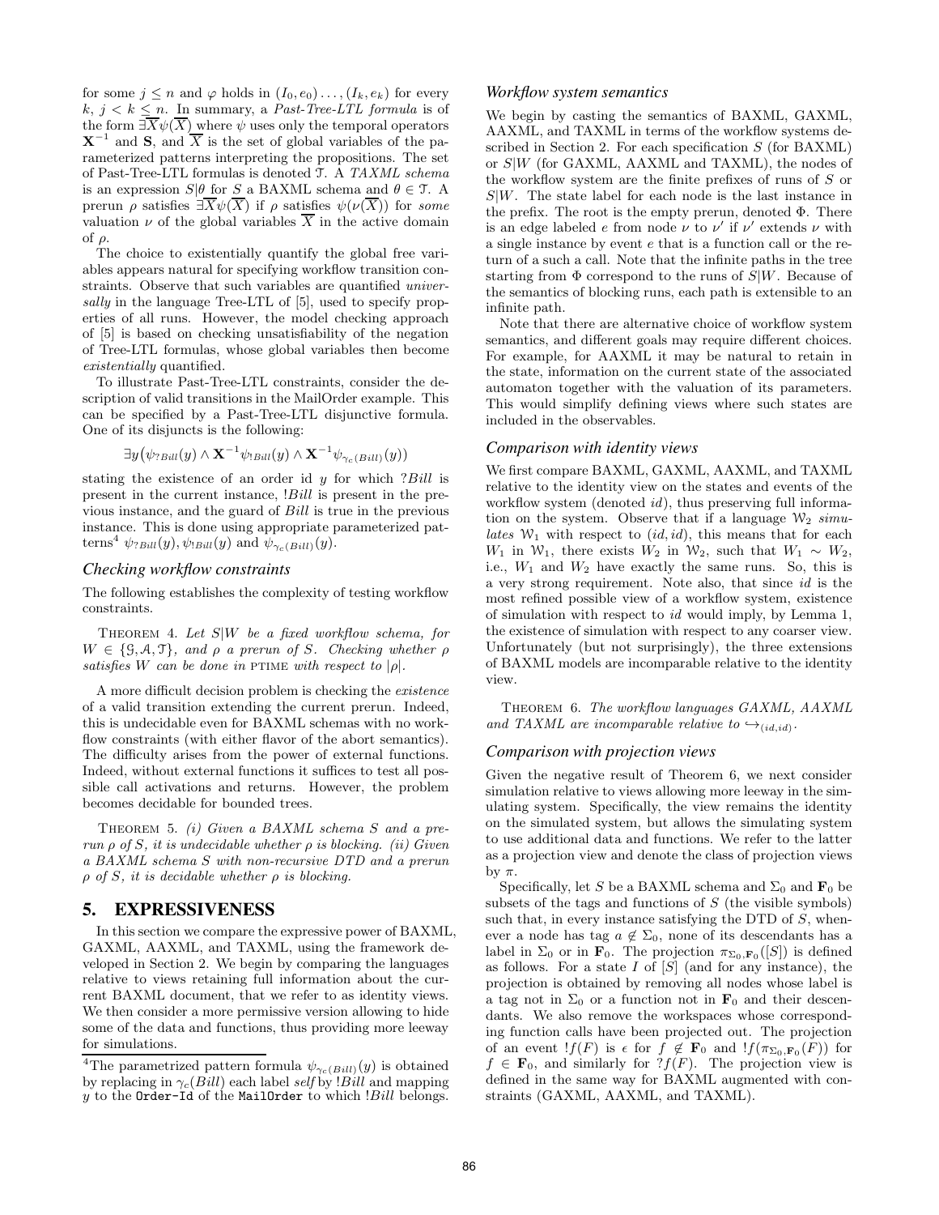for some $j \leq n$ and $\varphi$ holds in $(I_0, e_0) \ldots, (I_k, e_k)$ for every $k$, $j < k \leq n$. In summary, a *Past-Tree-LTL formula* is of the form $\exists \overline{X} \psi(\overline{X})$ where $\psi$ uses only the temporal operators $\mathbf{X}^{-1}$ and $\mathbf{S}$, and $\overline{X}$ is the set of global variables of the parameterized patterns interpreting the propositions. The set of Past-Tree-LTL formulas is denoted $\mathcal{T}$. A *TAXML schema* is an expression $S|\theta$ for $S$ a BAXML schema and $\theta \in \mathcal{T}$. A prerun $\rho$ satisfies $\exists \overline{X} \psi(\overline{X})$ if $\rho$ satisfies $\psi(\nu(\overline{X}))$ for *some* valuation $\nu$ of the global variables $\overline{X}$ in the active domain of $\rho$.

The choice to existentially quantify the global free variables appears natural for specifying workflow transition constraints. Observe that such variables are quantified *universally* in the language Tree-LTL of [5], used to specify properties of all runs. However, the model checking approach of [5] is based on checking unsatisfiability of the negation of Tree-LTL formulas, whose global variables then become *existentially* quantified.

To illustrate Past-Tree-LTL constraints, consider the description of valid transitions in the MailOrder example. This can be specified by a Past-Tree-LTL disjunctive formula. One of its disjuncts is the following:

$$\exists y \big(\psi_{?Bill}(y) \wedge \mathbf{X}^{-1} \psi_{!Bill}(y) \wedge \mathbf{X}^{-1} \psi_{\gamma_c(Bill)}(y)\big)$$

stating the existence of an order id $y$ for which $?Bill$ is present in the current instance, $!Bill$ is present in the previous instance, and the guard of $Bill$ is true in the previous instance. This is done using appropriate parameterized patterns[4] $\psi_{?Bill}(y), \psi_{!Bill}(y)$ and $\psi_{\gamma_c(Bill)}(y)$.

### *Checking workflow constraints*

The following establishes the complexity of testing workflow constraints.

THEOREM 4. *Let $S|W$ be a fixed workflow schema, for $W \in \{\mathcal{G}, \mathcal{A}, \mathcal{T}\}$, and $\rho$ a prerun of $S$. Checking whether $\rho$ satisfies $W$ can be done in* PTIME *with respect to $|\rho|$.*

A more difficult decision problem is checking the *existence* of a valid transition extending the current prerun. Indeed, this is undecidable even for BAXML schemas with no workflow constraints (with either flavor of the abort semantics). The difficulty arises from the power of external functions. Indeed, without external functions it suffices to test all possible call activations and returns. However, the problem becomes decidable for bounded trees.

THEOREM 5. *(i) Given a BAXML schema $S$ and a prerun $\rho$ of $S$, it is undecidable whether $\rho$ is blocking. (ii) Given a BAXML schema $S$ with non-recursive DTD and a prerun $\rho$ of $S$, it is decidable whether $\rho$ is blocking.*

## 5. EXPRESSIVENESS

In this section we compare the expressive power of BAXML, GAXML, AAXML, and TAXML, using the framework developed in Section 2. We begin by comparing the languages relative to views retaining full information about the current BAXML document, that we refer to as identity views. We then consider a more permissive version allowing to hide some of the data and functions, thus providing more leeway for simulations.

[4]The parametrized pattern formula $\psi_{\gamma_c(Bill)}(y)$ is obtained by replacing in $\gamma_c(Bill)$ each label *self* by $!Bill$ and mapping $y$ to the `Order-Id` of the `MailOrder` to which $!Bill$ belongs.

### *Workflow system semantics*

We begin by casting the semantics of BAXML, GAXML, AAXML, and TAXML in terms of the workflow systems described in Section 2. For each specification $S$ (for BAXML) or $S|W$ (for GAXML, AAXML and TAXML), the nodes of the workflow system are the finite prefixes of runs of $S$ or $S|W$. The state label for each node is the last instance in the prefix. The root is the empty prerun, denoted $\Phi$. There is an edge labeled $e$ from node $\nu$ to $\nu'$ if $\nu'$ extends $\nu$ with a single instance by event $e$ that is a function call or the return of a such a call. Note that the infinite paths in the tree starting from $\Phi$ correspond to the runs of $S|W$. Because of the semantics of blocking runs, each path is extensible to an infinite path.

Note that there are alternative choice of workflow system semantics, and different goals may require different choices. For example, for AAXML it may be natural to retain in the state, information on the current state of the associated automaton together with the valuation of its parameters. This would simplify defining views where such states are included in the observables.

### *Comparison with identity views*

We first compare BAXML, GAXML, AAXML, and TAXML relative to the identity view on the states and events of the workflow system (denoted $id$), thus preserving full information on the system. Observe that if a language $\mathcal{W}_2$ *simulates* $\mathcal{W}_1$ with respect to $(id, id)$, this means that for each $W_1$ in $\mathcal{W}_1$, there exists $W_2$ in $\mathcal{W}_2$, such that $W_1 \sim W_2$, i.e., $W_1$ and $W_2$ have exactly the same runs. So, this is a very strong requirement. Note also, that since $id$ is the most refined possible view of a workflow system, existence of simulation with respect to $id$ would imply, by Lemma 1, the existence of simulation with respect to any coarser view. Unfortunately (but not surprisingly), the three extensions of BAXML models are incomparable relative to the identity view.

THEOREM 6. *The workflow languages GAXML, AAXML and TAXML are incomparable relative to $\hookrightarrow_{(id,id)}$.*

### *Comparison with projection views*

Given the negative result of Theorem 6, we next consider simulation relative to views allowing more leeway in the simulating system. Specifically, the view remains the identity on the simulated system, but allows the simulating system to use additional data and functions. We refer to the latter as a projection view and denote the class of projection views by $\pi$.

Specifically, let $S$ be a BAXML schema and $\Sigma_0$ and $\mathbf{F}_0$ be subsets of the tags and functions of $S$ (the visible symbols) such that, in every instance satisfying the DTD of $S$, whenever a node has tag $a \notin \Sigma_0$, none of its descendants has a label in $\Sigma_0$ or in $\mathbf{F}_0$. The projection $\pi_{\Sigma_0, \mathbf{F}_0}([S])$ is defined as follows. For a state $I$ of $[S]$ (and for any instance), the projection is obtained by removing all nodes whose label is a tag not in $\Sigma_0$ or a function not in $\mathbf{F}_0$ and their descendants. We also remove the workspaces whose corresponding function calls have been projected out. The projection of an event $!f(F)$ is $\epsilon$ for $f \notin \mathbf{F}_0$ and $!f(\pi_{\Sigma_0, \mathbf{F}_0}(F))$ for $f \in \mathbf{F}_0$, and similarly for $?f(F)$. The projection view is defined in the same way for BAXML augmented with constraints (GAXML, AAXML, and TAXML).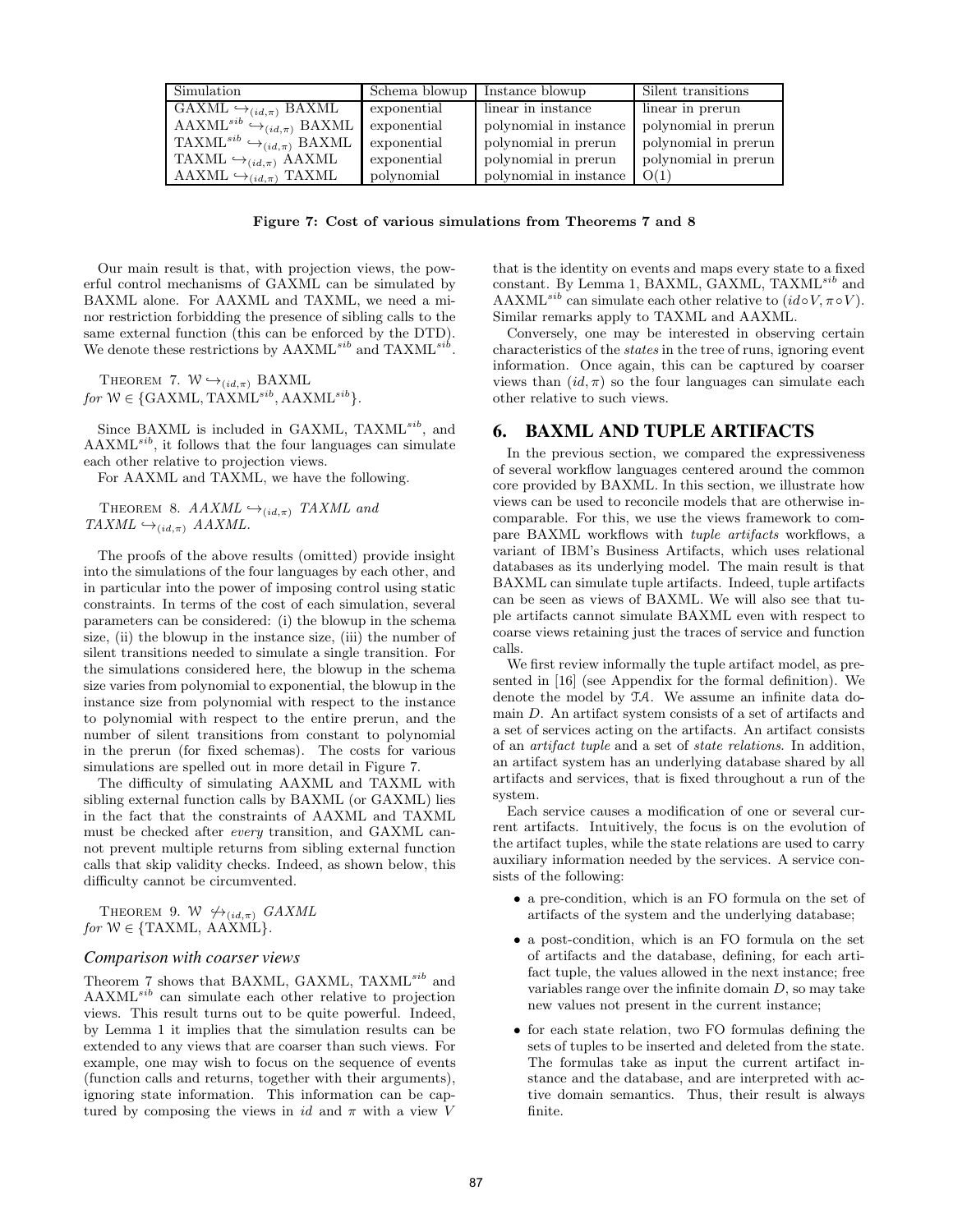| Simulation | Schema blowup | Instance blowup | Silent transitions |
|---|---|---|---|
| GAXML $\hookrightarrow_{(id,\pi)}$ BAXML | exponential | linear in instance | linear in prerun |
| AAXML$^{sib}$ $\hookrightarrow_{(id,\pi)}$ BAXML | exponential | polynomial in instance | polynomial in prerun |
| TAXML$^{sib}$ $\hookrightarrow_{(id,\pi)}$ BAXML | exponential | polynomial in prerun | polynomial in prerun |
| TAXML $\hookrightarrow_{(id,\pi)}$ AAXML | exponential | polynomial in prerun | polynomial in prerun |
| AAXML $\hookrightarrow_{(id,\pi)}$ TAXML | polynomial | polynomial in instance | O(1) |

**Figure 7: Cost of various simulations from Theorems 7 and 8**

Our main result is that, with projection views, the powerful control mechanisms of GAXML can be simulated by BAXML alone. For AAXML and TAXML, we need a minor restriction forbidding the presence of sibling calls to the same external function (this can be enforced by the DTD). We denote these restrictions by AAXML$^{sib}$ and TAXML$^{sib}$.

THEOREM 7. $\mathcal{W} \hookrightarrow_{(id,\pi)}$ BAXML *for* $\mathcal{W} \in$ {GAXML, TAXML$^{sib}$, AAXML$^{sib}$}.

Since BAXML is included in GAXML, TAXML$^{sib}$, and AAXML$^{sib}$, it follows that the four languages can simulate each other relative to projection views.

For AAXML and TAXML, we have the following.

THEOREM 8. *AAXML* $\hookrightarrow_{(id,\pi)}$ *TAXML and TAXML* $\hookrightarrow_{(id,\pi)}$ *AAXML.*

The proofs of the above results (omitted) provide insight into the simulations of the four languages by each other, and in particular into the power of imposing control using static constraints. In terms of the cost of each simulation, several parameters can be considered: (i) the blowup in the schema size, (ii) the blowup in the instance size, (iii) the number of silent transitions needed to simulate a single transition. For the simulations considered here, the blowup in the schema size varies from polynomial to exponential, the blowup in the instance size from polynomial with respect to the instance to polynomial with respect to the entire prerun, and the number of silent transitions from constant to polynomial in the prerun (for fixed schemas). The costs for various simulations are spelled out in more detail in Figure 7.

The difficulty of simulating AAXML and TAXML with sibling external function calls by BAXML (or GAXML) lies in the fact that the constraints of AAXML and TAXML must be checked after *every* transition, and GAXML cannot prevent multiple returns from sibling external function calls that skip validity checks. Indeed, as shown below, this difficulty cannot be circumvented.

THEOREM 9. $\mathcal{W} \not\hookrightarrow_{(id,\pi)}$ *GAXML* *for* $\mathcal{W} \in$ {TAXML, AAXML}.

### *Comparison with coarser views*

Theorem 7 shows that BAXML, GAXML, TAXML$^{sib}$ and AAXML$^{sib}$ can simulate each other relative to projection views. This result turns out to be quite powerful. Indeed, by Lemma 1 it implies that the simulation results can be extended to any views that are coarser than such views. For example, one may wish to focus on the sequence of events (function calls and returns, together with their arguments), ignoring state information. This information can be captured by composing the views in $id$ and $\pi$ with a view $V$ that is the identity on events and maps every state to a fixed constant. By Lemma 1, BAXML, GAXML, TAXML$^{sib}$ and AAXML$^{sib}$ can simulate each other relative to $(id \circ V, \pi \circ V)$. Similar remarks apply to TAXML and AAXML.

Conversely, one may be interested in observing certain characteristics of the *states* in the tree of runs, ignoring event information. Once again, this can be captured by coarser views than $(id, \pi)$ so the four languages can simulate each other relative to such views.

## 6. BAXML AND TUPLE ARTIFACTS

In the previous section, we compared the expressiveness of several workflow languages centered around the common core provided by BAXML. In this section, we illustrate how views can be used to reconcile models that are otherwise incomparable. For this, we use the views framework to compare BAXML workflows with *tuple artifacts* workflows, a variant of IBM's Business Artifacts, which uses relational databases as its underlying model. The main result is that BAXML can simulate tuple artifacts. Indeed, tuple artifacts can be seen as views of BAXML. We will also see that tuple artifacts cannot simulate BAXML even with respect to coarse views retaining just the traces of service and function calls.

We first review informally the tuple artifact model, as presented in [16] (see Appendix for the formal definition). We denote the model by $\mathcal{TA}$. We assume an infinite data domain $D$. An artifact system consists of a set of artifacts and a set of services acting on the artifacts. An artifact consists of an *artifact tuple* and a set of *state relations*. In addition, an artifact system has an underlying database shared by all artifacts and services, that is fixed throughout a run of the system.

Each service causes a modification of one or several current artifacts. Intuitively, the focus is on the evolution of the artifact tuples, while the state relations are used to carry auxiliary information needed by the services. A service consists of the following:

- a pre-condition, which is an FO formula on the set of artifacts of the system and the underlying database;
- a post-condition, which is an FO formula on the set of artifacts and the database, defining, for each artifact tuple, the values allowed in the next instance; free variables range over the infinite domain $D$, so may take new values not present in the current instance;
- for each state relation, two FO formulas defining the sets of tuples to be inserted and deleted from the state. The formulas take as input the current artifact instance and the database, and are interpreted with active domain semantics. Thus, their result is always finite.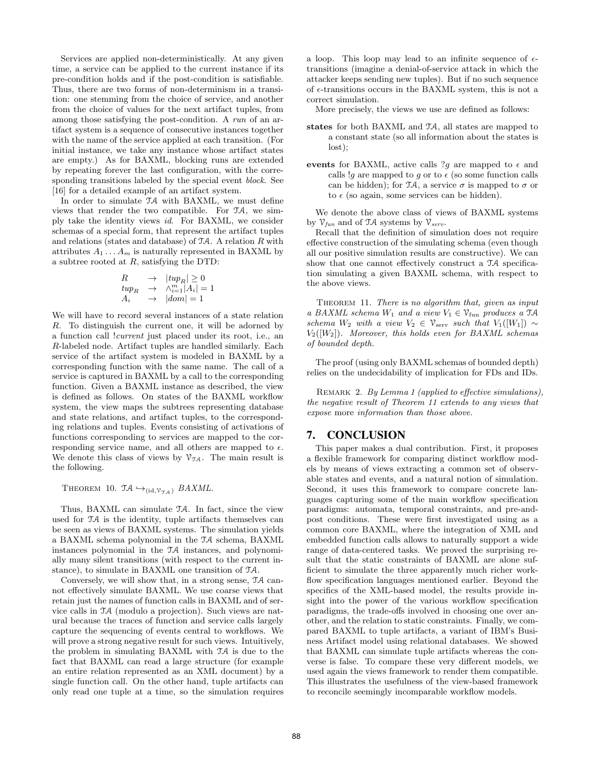Services are applied non-deterministically. At any given time, a service can be applied to the current instance if its pre-condition holds and if the post-condition is satisfiable. Thus, there are two forms of non-determinism in a transition: one stemming from the choice of service, and another from the choice of values for the next artifact tuples, from among those satisfying the post-condition. A *run* of an artifact system is a sequence of consecutive instances together with the name of the service applied at each transition. (For initial instance, we take any instance whose artifact states are empty.) As for BAXML, blocking runs are extended by repeating forever the last configuration, with the corresponding transitions labeled by the special event *block*. See [16] for a detailed example of an artifact system.

In order to simulate $\mathcal{TA}$ with BAXML, we must define views that render the two compatible. For $\mathcal{TA}$, we simply take the identity views *id*. For BAXML, we consider schemas of a special form, that represent the artifact tuples and relations (states and database) of $\mathcal{TA}$. A relation $R$ with attributes $A_1 \dots A_m$ is naturally represented in BAXML by a subtree rooted at $R$, satisfying the DTD:

$$\begin{array}{lcl} R & \rightarrow & |tup_R| \geq 0 \\ tup_R & \rightarrow & \wedge_{i=1}^{m} |A_i| = 1 \\ A_i & \rightarrow & |dom| = 1 \end{array}$$

We will have to record several instances of a state relation $R$. To distinguish the current one, it will be adorned by a function call *!current* just placed under its root, i.e., an $R$-labeled node. Artifact tuples are handled similarly. Each service of the artifact system is modeled in BAXML by a corresponding function with the same name. The call of a service is captured in BAXML by a call to the corresponding function. Given a BAXML instance as described, the view is defined as follows. On states of the BAXML workflow system, the view maps the subtrees representing database and state relations, and artifact tuples, to the corresponding relations and tuples. Events consisting of activations of functions corresponding to services are mapped to the corresponding service name, and all others are mapped to $\epsilon$. We denote this class of views by $\mathcal{V}_{\mathcal{TA}}$. The main result is the following.

THEOREM 10. *$\mathcal{TA} \hookrightarrow_{(\text{id},\mathcal{V}_{\mathcal{TA}})}$ BAXML.*

Thus, BAXML can simulate $\mathcal{TA}$. In fact, since the view used for $\mathcal{TA}$ is the identity, tuple artifacts themselves can be seen as views of BAXML systems. The simulation yields a BAXML schema polynomial in the $\mathcal{TA}$ schema, BAXML instances polynomial in the $\mathcal{TA}$ instances, and polynomially many silent transitions (with respect to the current instance), to simulate in BAXML one transition of $\mathcal{TA}$.

Conversely, we will show that, in a strong sense, $\mathcal{TA}$ cannot effectively simulate BAXML. We use coarse views that retain just the names of function calls in BAXML and of service calls in $\mathcal{TA}$ (modulo a projection). Such views are natural because the traces of function and service calls largely capture the sequencing of events central to workflows. We will prove a strong negative result for such views. Intuitively, the problem in simulating BAXML with $\mathcal{TA}$ is due to the fact that BAXML can read a large structure (for example an entire relation represented as an XML document) by a single function call. On the other hand, tuple artifacts can only read one tuple at a time, so the simulation requires a loop. This loop may lead to an infinite sequence of $\epsilon$-transitions (imagine a denial-of-service attack in which the attacker keeps sending new tuples). But if no such sequence of $\epsilon$-transitions occurs in the BAXML system, this is not a correct simulation.

More precisely, the views we use are defined as follows:

**states** for both BAXML and $\mathcal{TA}$, all states are mapped to a constant state (so all information about the states is lost);

**events** for BAXML, active calls $?g$ are mapped to $\epsilon$ and calls $!g$ are mapped to $g$ or to $\epsilon$ (so some function calls can be hidden); for $\mathcal{TA}$, a service $\sigma$ is mapped to $\sigma$ or to $\epsilon$ (so again, some services can be hidden).

We denote the above class of views of BAXML systems by $\mathcal{V}_{fun}$ and of $\mathcal{TA}$ systems by $\mathcal{V}_{serv}$.

Recall that the definition of simulation does not require effective construction of the simulating schema (even though all our positive simulation results are constructive). We can show that one cannot effectively construct a $\mathcal{TA}$ specification simulating a given BAXML schema, with respect to the above views.

THEOREM 11. *There is no algorithm that, given as input a BAXML schema $W_1$ and a view $V_1 \in \mathcal{V}_{\text{fun}}$ produces a $\mathcal{TA}$ schema $W_2$ with a view $V_2 \in \mathcal{V}_{\text{serv}}$ such that $V_1([W_1]) \sim V_2([W_2])$. Moreover, this holds even for BAXML schemas of bounded depth.*

The proof (using only BAXML schemas of bounded depth) relies on the undecidability of implication for FDs and IDs.

REMARK 2. *By Lemma 1 (applied to effective simulations), the negative result of Theorem 11 extends to any views that expose* more *information than those above.*

## 7. CONCLUSION

This paper makes a dual contribution. First, it proposes a flexible framework for comparing distinct workflow models by means of views extracting a common set of observable states and events, and a natural notion of simulation. Second, it uses this framework to compare concrete languages capturing some of the main workflow specification paradigms: automata, temporal constraints, and pre-and-post conditions. These were first investigated using as a common core BAXML, where the integration of XML and embedded function calls allows to naturally support a wide range of data-centered tasks. We proved the surprising result that the static constraints of BAXML are alone sufficient to simulate the three apparently much richer workflow specification languages mentioned earlier. Beyond the specifics of the XML-based model, the results provide insight into the power of the various workflow specification paradigms, the trade-offs involved in choosing one over another, and the relation to static constraints. Finally, we compared BAXML to tuple artifacts, a variant of IBM's Business Artifact model using relational databases. We showed that BAXML can simulate tuple artifacts whereas the converse is false. To compare these very different models, we used again the views framework to render them compatible. This illustrates the usefulness of the view-based framework to reconcile seemingly incomparable workflow models.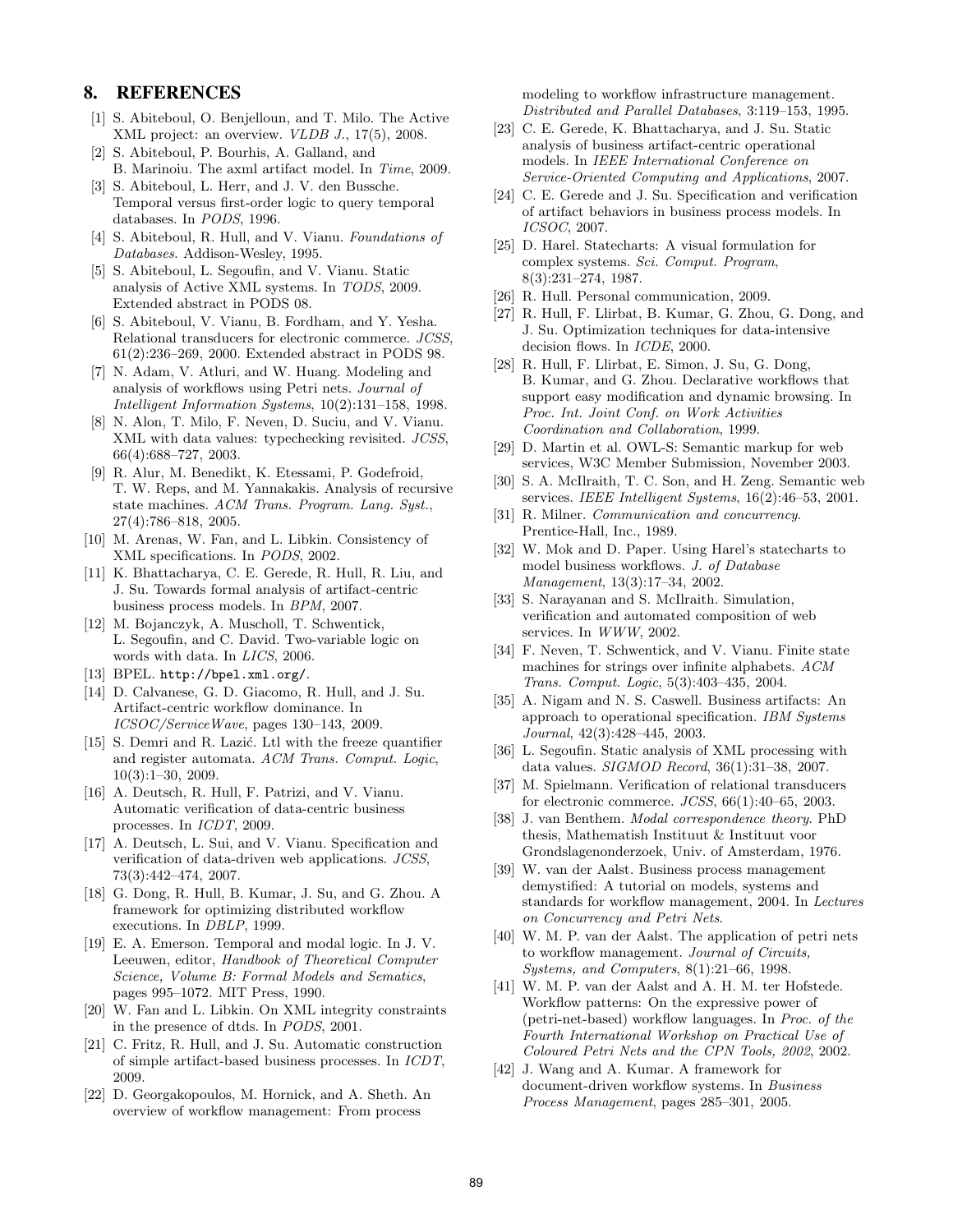## 8. REFERENCES

[1] S. Abiteboul, O. Benjelloun, and T. Milo. The Active XML project: an overview. *VLDB J.*, 17(5), 2008.

[2] S. Abiteboul, P. Bourhis, A. Galland, and B. Marinoiu. The axml artifact model. In *Time*, 2009.

[3] S. Abiteboul, L. Herr, and J. V. den Bussche. Temporal versus first-order logic to query temporal databases. In *PODS*, 1996.

[4] S. Abiteboul, R. Hull, and V. Vianu. *Foundations of Databases*. Addison-Wesley, 1995.

[5] S. Abiteboul, L. Segoufin, and V. Vianu. Static analysis of Active XML systems. In *TODS*, 2009. Extended abstract in PODS 08.

[6] S. Abiteboul, V. Vianu, B. Fordham, and Y. Yesha. Relational transducers for electronic commerce. *JCSS*, 61(2):236–269, 2000. Extended abstract in PODS 98.

[7] N. Adam, V. Atluri, and W. Huang. Modeling and analysis of workflows using Petri nets. *Journal of Intelligent Information Systems*, 10(2):131–158, 1998.

[8] N. Alon, T. Milo, F. Neven, D. Suciu, and V. Vianu. XML with data values: typechecking revisited. *JCSS*, 66(4):688–727, 2003.

[9] R. Alur, M. Benedikt, K. Etessami, P. Godefroid, T. W. Reps, and M. Yannakakis. Analysis of recursive state machines. *ACM Trans. Program. Lang. Syst.*, 27(4):786–818, 2005.

[10] M. Arenas, W. Fan, and L. Libkin. Consistency of XML specifications. In *PODS*, 2002.

[11] K. Bhattacharya, C. E. Gerede, R. Hull, R. Liu, and J. Su. Towards formal analysis of artifact-centric business process models. In *BPM*, 2007.

[12] M. Bojanczyk, A. Muscholl, T. Schwentick, L. Segoufin, and C. David. Two-variable logic on words with data. In *LICS*, 2006.

[13] BPEL. `http://bpel.xml.org/`.

[14] D. Calvanese, G. D. Giacomo, R. Hull, and J. Su. Artifact-centric workflow dominance. In *ICSOC/ServiceWave*, pages 130–143, 2009.

[15] S. Demri and R. Lazić. Ltl with the freeze quantifier and register automata. *ACM Trans. Comput. Logic*, 10(3):1–30, 2009.

[16] A. Deutsch, R. Hull, F. Patrizi, and V. Vianu. Automatic verification of data-centric business processes. In *ICDT*, 2009.

[17] A. Deutsch, L. Sui, and V. Vianu. Specification and verification of data-driven web applications. *JCSS*, 73(3):442–474, 2007.

[18] G. Dong, R. Hull, B. Kumar, J. Su, and G. Zhou. A framework for optimizing distributed workflow executions. In *DBLP*, 1999.

[19] E. A. Emerson. Temporal and modal logic. In J. V. Leeuwen, editor, *Handbook of Theoretical Computer Science, Volume B: Formal Models and Sematics*, pages 995–1072. MIT Press, 1990.

[20] W. Fan and L. Libkin. On XML integrity constraints in the presence of dtds. In *PODS*, 2001.

[21] C. Fritz, R. Hull, and J. Su. Automatic construction of simple artifact-based business processes. In *ICDT*, 2009.

[22] D. Georgakopoulos, M. Hornick, and A. Sheth. An overview of workflow management: From process modeling to workflow infrastructure management. *Distributed and Parallel Databases*, 3:119–153, 1995.

[23] C. E. Gerede, K. Bhattacharya, and J. Su. Static analysis of business artifact-centric operational models. In *IEEE International Conference on Service-Oriented Computing and Applications*, 2007.

[24] C. E. Gerede and J. Su. Specification and verification of artifact behaviors in business process models. In *ICSOC*, 2007.

[25] D. Harel. Statecharts: A visual formulation for complex systems. *Sci. Comput. Program*, 8(3):231–274, 1987.

[26] R. Hull. Personal communication, 2009.

[27] R. Hull, F. Llirbat, B. Kumar, G. Zhou, G. Dong, and J. Su. Optimization techniques for data-intensive decision flows. In *ICDE*, 2000.

[28] R. Hull, F. Llirbat, E. Simon, J. Su, G. Dong, B. Kumar, and G. Zhou. Declarative workflows that support easy modification and dynamic browsing. In *Proc. Int. Joint Conf. on Work Activities Coordination and Collaboration*, 1999.

[29] D. Martin et al. OWL-S: Semantic markup for web services, W3C Member Submission, November 2003.

[30] S. A. McIlraith, T. C. Son, and H. Zeng. Semantic web services. *IEEE Intelligent Systems*, 16(2):46–53, 2001.

[31] R. Milner. *Communication and concurrency*. Prentice-Hall, Inc., 1989.

[32] W. Mok and D. Paper. Using Harel's statecharts to model business workflows. *J. of Database Management*, 13(3):17–34, 2002.

[33] S. Narayanan and S. McIlraith. Simulation, verification and automated composition of web services. In *WWW*, 2002.

[34] F. Neven, T. Schwentick, and V. Vianu. Finite state machines for strings over infinite alphabets. *ACM Trans. Comput. Logic*, 5(3):403–435, 2004.

[35] A. Nigam and N. S. Caswell. Business artifacts: An approach to operational specification. *IBM Systems Journal*, 42(3):428–445, 2003.

[36] L. Segoufin. Static analysis of XML processing with data values. *SIGMOD Record*, 36(1):31–38, 2007.

[37] M. Spielmann. Verification of relational transducers for electronic commerce. *JCSS*, 66(1):40–65, 2003.

[38] J. van Benthem. *Modal correspondence theory*. PhD thesis, Mathematish Instituut & Instituut voor Grondslagenonderzoek, Univ. of Amsterdam, 1976.

[39] W. van der Aalst. Business process management demystified: A tutorial on models, systems and standards for workflow management, 2004. In *Lectures on Concurrency and Petri Nets*.

[40] W. M. P. van der Aalst. The application of petri nets to workflow management. *Journal of Circuits, Systems, and Computers*, 8(1):21–66, 1998.

[41] W. M. P. van der Aalst and A. H. M. ter Hofstede. Workflow patterns: On the expressive power of (petri-net-based) workflow languages. In *Proc. of the Fourth International Workshop on Practical Use of Coloured Petri Nets and the CPN Tools, 2002*, 2002.

[42] J. Wang and A. Kumar. A framework for document-driven workflow systems. In *Business Process Management*, pages 285–301, 2005.